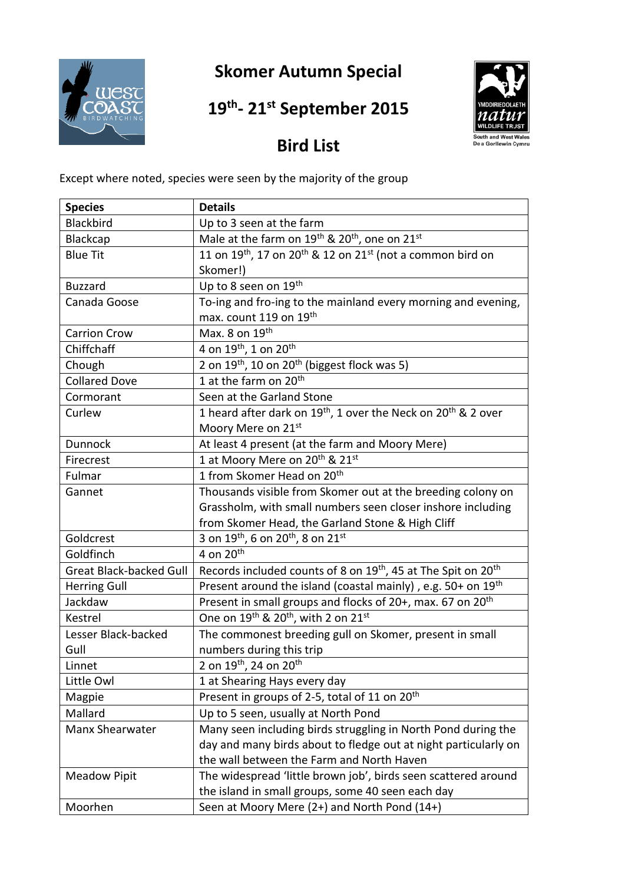# Skomer Autumn Special

## 19th- 21st September 2015

## Bird List

Except where noted, species were seen by the majority of the group

| Species | Details |
|---|---|
| Blackbird | Up to 3 seen at the farm |
| Blackcap | Male at the farm on 19th & 20th, one on 21st |
| Blue Tit | 11 on 19th, 17 on 20th & 12 on 21st (not a common bird on Skomer!) |
| Buzzard | Up to 8 seen on 19th |
| Canada Goose | To-ing and fro-ing to the mainland every morning and evening, max. count 119 on 19th |
| Carrion Crow | Max. 8 on 19th |
| Chiffchaff | 4 on 19th, 1 on 20th |
| Chough | 2 on 19th, 10 on 20th (biggest flock was 5) |
| Collared Dove | 1 at the farm on 20th |
| Cormorant | Seen at the Garland Stone |
| Curlew | 1 heard after dark on 19th, 1 over the Neck on 20th & 2 over Moory Mere on 21st |
| Dunnock | At least 4 present (at the farm and Moory Mere) |
| Firecrest | 1 at Moory Mere on 20th & 21st |
| Fulmar | 1 from Skomer Head on 20th |
| Gannet | Thousands visible from Skomer out at the breeding colony on Grassholm, with small numbers seen closer inshore including from Skomer Head, the Garland Stone & High Cliff |
| Goldcrest | 3 on 19th, 6 on 20th, 8 on 21st |
| Goldfinch | 4 on 20th |
| Great Black-backed Gull | Records included counts of 8 on 19th, 45 at The Spit on 20th |
| Herring Gull | Present around the island (coastal mainly) , e.g. 50+ on 19th |
| Jackdaw | Present in small groups and flocks of 20+, max. 67 on 20th |
| Kestrel | One on 19th & 20th, with 2 on 21st |
| Lesser Black-backed Gull | The commonest breeding gull on Skomer, present in small numbers during this trip |
| Linnet | 2 on 19th, 24 on 20th |
| Little Owl | 1 at Shearing Hays every day |
| Magpie | Present in groups of 2-5, total of 11 on 20th |
| Mallard | Up to 5 seen, usually at North Pond |
| Manx Shearwater | Many seen including birds struggling in North Pond during the day and many birds about to fledge out at night particularly on the wall between the Farm and North Haven |
| Meadow Pipit | The widespread 'little brown job', birds seen scattered around the island in small groups, some 40 seen each day |
| Moorhen | Seen at Moory Mere (2+) and North Pond (14+) |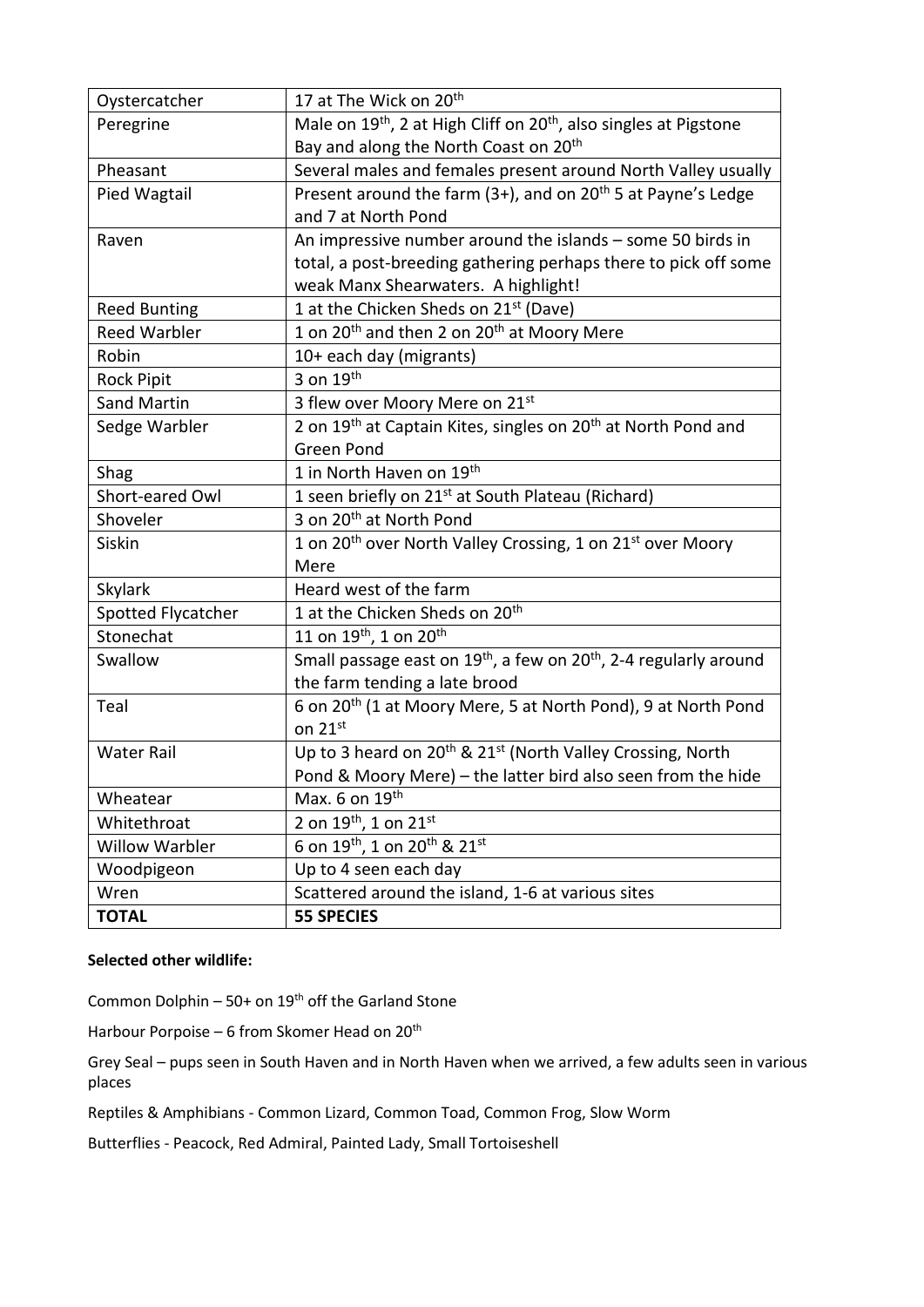| | |
|---|---|
| Oystercatcher | 17 at The Wick on 20th |
| Peregrine | Male on 19th, 2 at High Cliff on 20th, also singles at Pigstone Bay and along the North Coast on 20th |
| Pheasant | Several males and females present around North Valley usually |
| Pied Wagtail | Present around the farm (3+), and on 20th 5 at Payne's Ledge and 7 at North Pond |
| Raven | An impressive number around the islands – some 50 birds in total, a post-breeding gathering perhaps there to pick off some weak Manx Shearwaters. A highlight! |
| Reed Bunting | 1 at the Chicken Sheds on 21st (Dave) |
| Reed Warbler | 1 on 20th and then 2 on 20th at Moory Mere |
| Robin | 10+ each day (migrants) |
| Rock Pipit | 3 on 19th |
| Sand Martin | 3 flew over Moory Mere on 21st |
| Sedge Warbler | 2 on 19th at Captain Kites, singles on 20th at North Pond and Green Pond |
| Shag | 1 in North Haven on 19th |
| Short-eared Owl | 1 seen briefly on 21st at South Plateau (Richard) |
| Shoveler | 3 on 20th at North Pond |
| Siskin | 1 on 20th over North Valley Crossing, 1 on 21st over Moory Mere |
| Skylark | Heard west of the farm |
| Spotted Flycatcher | 1 at the Chicken Sheds on 20th |
| Stonechat | 11 on 19th, 1 on 20th |
| Swallow | Small passage east on 19th, a few on 20th, 2-4 regularly around the farm tending a late brood |
| Teal | 6 on 20th (1 at Moory Mere, 5 at North Pond), 9 at North Pond on 21st |
| Water Rail | Up to 3 heard on 20th & 21st (North Valley Crossing, North Pond & Moory Mere) – the latter bird also seen from the hide |
| Wheatear | Max. 6 on 19th |
| Whitethroat | 2 on 19th, 1 on 21st |
| Willow Warbler | 6 on 19th, 1 on 20th & 21st |
| Woodpigeon | Up to 4 seen each day |
| Wren | Scattered around the island, 1-6 at various sites |
| **TOTAL** | **55 SPECIES** |

**Selected other wildlife:**

Common Dolphin – 50+ on 19th off the Garland Stone

Harbour Porpoise – 6 from Skomer Head on 20th

Grey Seal – pups seen in South Haven and in North Haven when we arrived, a few adults seen in various places

Reptiles & Amphibians - Common Lizard, Common Toad, Common Frog, Slow Worm

Butterflies - Peacock, Red Admiral, Painted Lady, Small Tortoiseshell